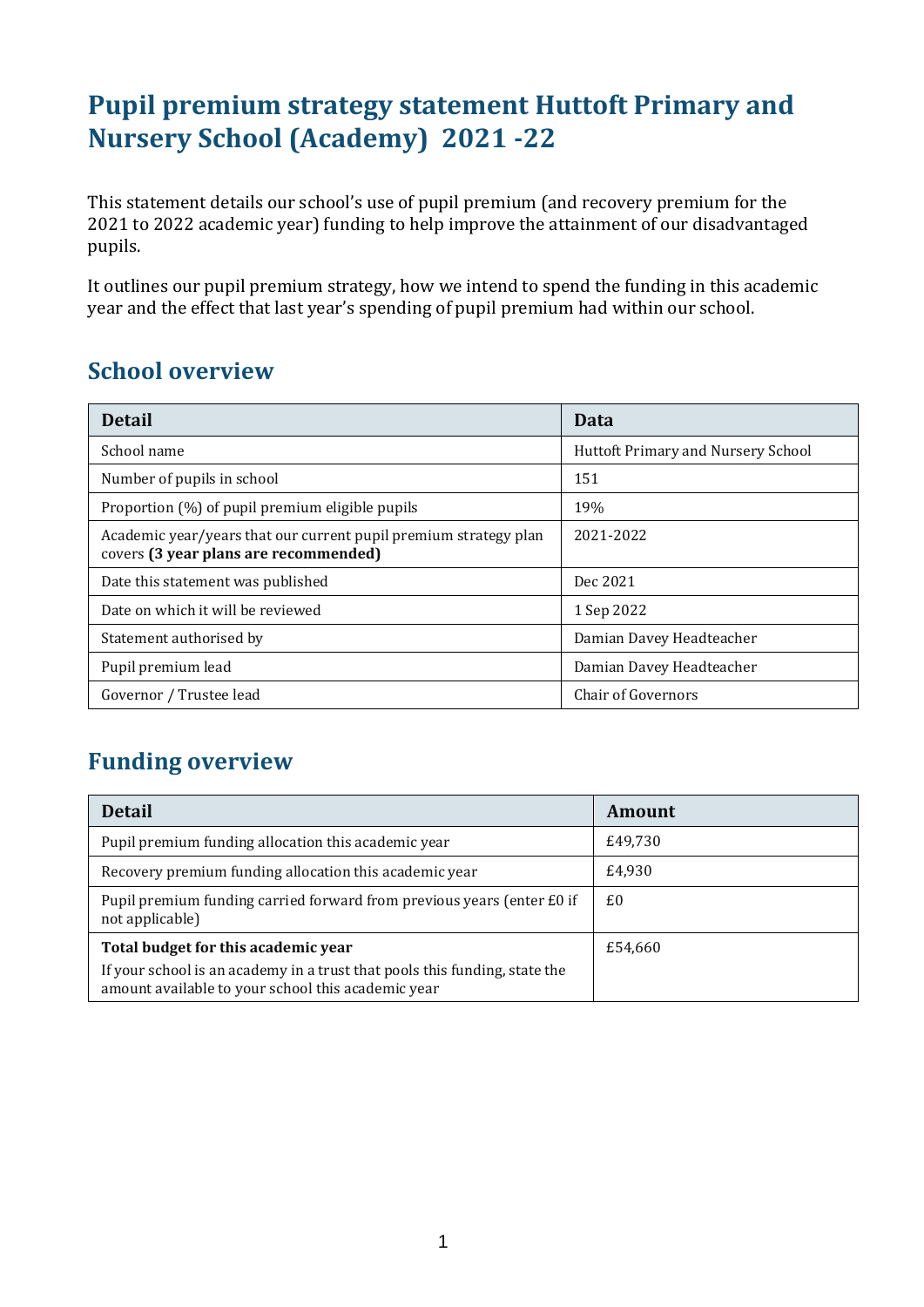# Pupil premium strategy statement Huttoft Primary and Nursery School (Academy) 2021 -22

This statement details our school's use of pupil premium (and recovery premium for the 2021 to 2022 academic year) funding to help improve the attainment of our disadvantaged pupils.

It outlines our pupil premium strategy, how we intend to spend the funding in this academic year and the effect that last year's spending of pupil premium had within our school.

## School overview

| Detail | Data |
|---|---|
| School name | Huttoft Primary and Nursery School |
| Number of pupils in school | 151 |
| Proportion (%) of pupil premium eligible pupils | 19% |
| Academic year/years that our current pupil premium strategy plan covers **(3 year plans are recommended)** | 2021-2022 |
| Date this statement was published | Dec 2021 |
| Date on which it will be reviewed | 1 Sep 2022 |
| Statement authorised by | Damian Davey Headteacher |
| Pupil premium lead | Damian Davey Headteacher |
| Governor / Trustee lead | Chair of Governors |

## Funding overview

| Detail | Amount |
|---|---|
| Pupil premium funding allocation this academic year | £49,730 |
| Recovery premium funding allocation this academic year | £4,930 |
| Pupil premium funding carried forward from previous years (enter £0 if not applicable) | £0 |
| **Total budget for this academic year**<br>If your school is an academy in a trust that pools this funding, state the amount available to your school this academic year | £54,660 |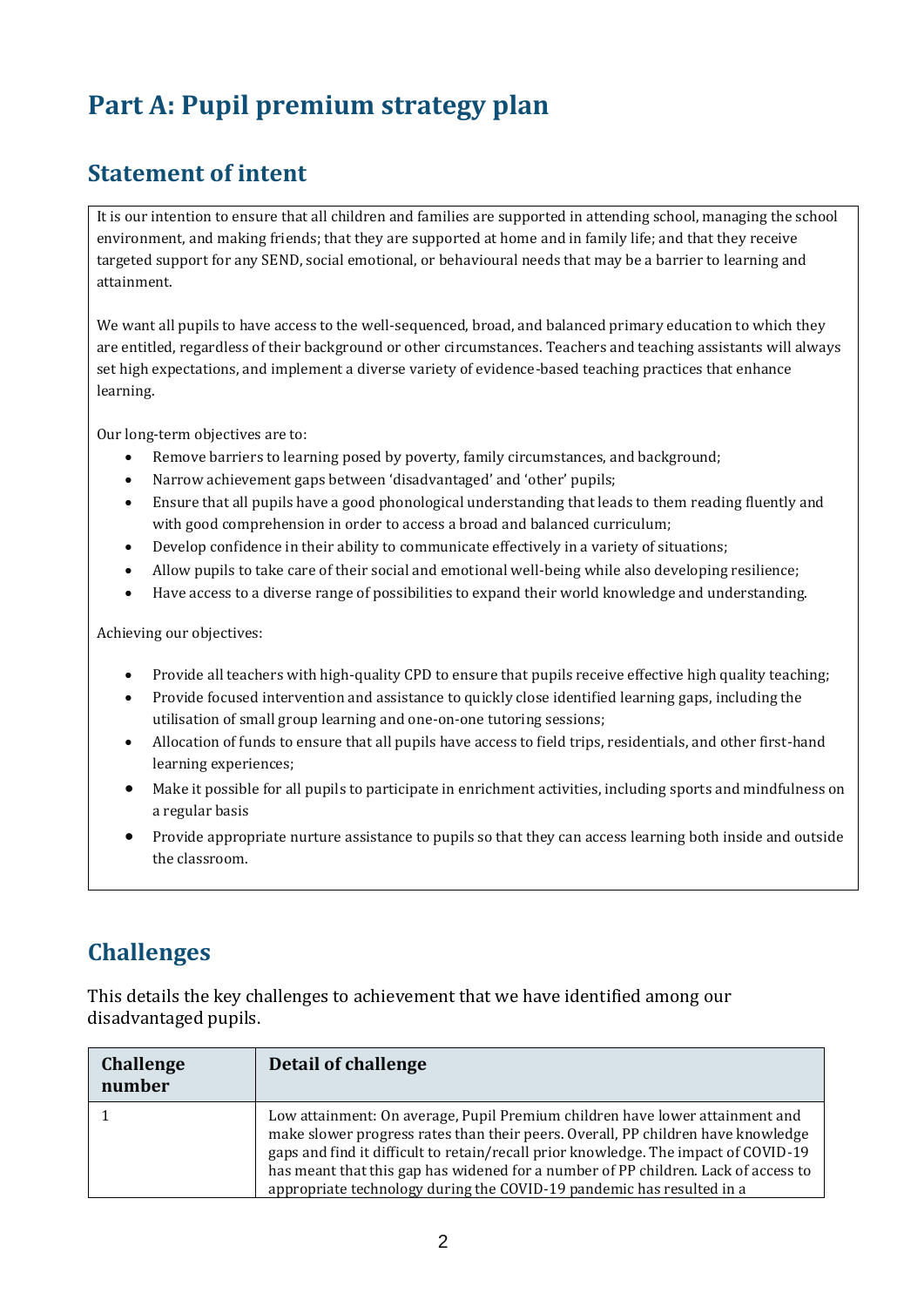# Part A: Pupil premium strategy plan

## Statement of intent

It is our intention to ensure that all children and families are supported in attending school, managing the school environment, and making friends; that they are supported at home and in family life; and that they receive targeted support for any SEND, social emotional, or behavioural needs that may be a barrier to learning and attainment.

We want all pupils to have access to the well-sequenced, broad, and balanced primary education to which they are entitled, regardless of their background or other circumstances. Teachers and teaching assistants will always set high expectations, and implement a diverse variety of evidence-based teaching practices that enhance learning.

Our long-term objectives are to:

- Remove barriers to learning posed by poverty, family circumstances, and background;
- Narrow achievement gaps between 'disadvantaged' and 'other' pupils;
- Ensure that all pupils have a good phonological understanding that leads to them reading fluently and with good comprehension in order to access a broad and balanced curriculum;
- Develop confidence in their ability to communicate effectively in a variety of situations;
- Allow pupils to take care of their social and emotional well-being while also developing resilience;
- Have access to a diverse range of possibilities to expand their world knowledge and understanding.

Achieving our objectives:

- Provide all teachers with high-quality CPD to ensure that pupils receive effective high quality teaching;
- Provide focused intervention and assistance to quickly close identified learning gaps, including the utilisation of small group learning and one-on-one tutoring sessions;
- Allocation of funds to ensure that all pupils have access to field trips, residentials, and other first-hand learning experiences;
- Make it possible for all pupils to participate in enrichment activities, including sports and mindfulness on a regular basis
- Provide appropriate nurture assistance to pupils so that they can access learning both inside and outside the classroom.

## Challenges

This details the key challenges to achievement that we have identified among our disadvantaged pupils.

| Challenge number | Detail of challenge |
|---|---|
| 1 | Low attainment: On average, Pupil Premium children have lower attainment and make slower progress rates than their peers. Overall, PP children have knowledge gaps and find it difficult to retain/recall prior knowledge. The impact of COVID-19 has meant that this gap has widened for a number of PP children. Lack of access to appropriate technology during the COVID-19 pandemic has resulted in a |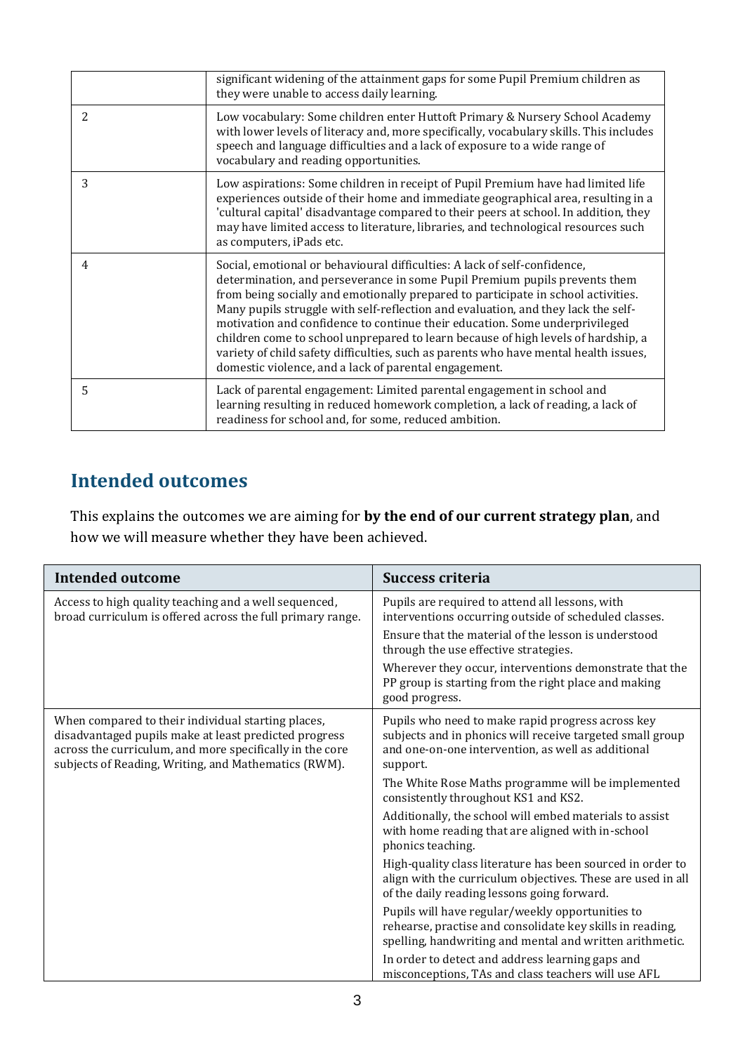|  |  |
|---|---|
|  | significant widening of the attainment gaps for some Pupil Premium children as they were unable to access daily learning. |
| 2 | Low vocabulary: Some children enter Huttoft Primary & Nursery School Academy with lower levels of literacy and, more specifically, vocabulary skills. This includes speech and language difficulties and a lack of exposure to a wide range of vocabulary and reading opportunities. |
| 3 | Low aspirations: Some children in receipt of Pupil Premium have had limited life experiences outside of their home and immediate geographical area, resulting in a 'cultural capital' disadvantage compared to their peers at school. In addition, they may have limited access to literature, libraries, and technological resources such as computers, iPads etc. |
| 4 | Social, emotional or behavioural difficulties: A lack of self-confidence, determination, and perseverance in some Pupil Premium pupils prevents them from being socially and emotionally prepared to participate in school activities. Many pupils struggle with self-reflection and evaluation, and they lack the self-motivation and confidence to continue their education. Some underprivileged children come to school unprepared to learn because of high levels of hardship, a variety of child safety difficulties, such as parents who have mental health issues, domestic violence, and a lack of parental engagement. |
| 5 | Lack of parental engagement: Limited parental engagement in school and learning resulting in reduced homework completion, a lack of reading, a lack of readiness for school and, for some, reduced ambition. |

## Intended outcomes

This explains the outcomes we are aiming for **by the end of our current strategy plan**, and how we will measure whether they have been achieved.

| Intended outcome | Success criteria |
|---|---|
| Access to high quality teaching and a well sequenced, broad curriculum is offered across the full primary range. | Pupils are required to attend all lessons, with interventions occurring outside of scheduled classes.<br><br>Ensure that the material of the lesson is understood through the use effective strategies.<br><br>Wherever they occur, interventions demonstrate that the PP group is starting from the right place and making good progress. |
| When compared to their individual starting places, disadvantaged pupils make at least predicted progress across the curriculum, and more specifically in the core subjects of Reading, Writing, and Mathematics (RWM). | Pupils who need to make rapid progress across key subjects and in phonics will receive targeted small group and one-on-one intervention, as well as additional support.<br><br>The White Rose Maths programme will be implemented consistently throughout KS1 and KS2.<br><br>Additionally, the school will embed materials to assist with home reading that are aligned with in-school phonics teaching.<br><br>High-quality class literature has been sourced in order to align with the curriculum objectives. These are used in all of the daily reading lessons going forward.<br><br>Pupils will have regular/weekly opportunities to rehearse, practise and consolidate key skills in reading, spelling, handwriting and mental and written arithmetic.<br><br>In order to detect and address learning gaps and misconceptions, TAs and class teachers will use AFL |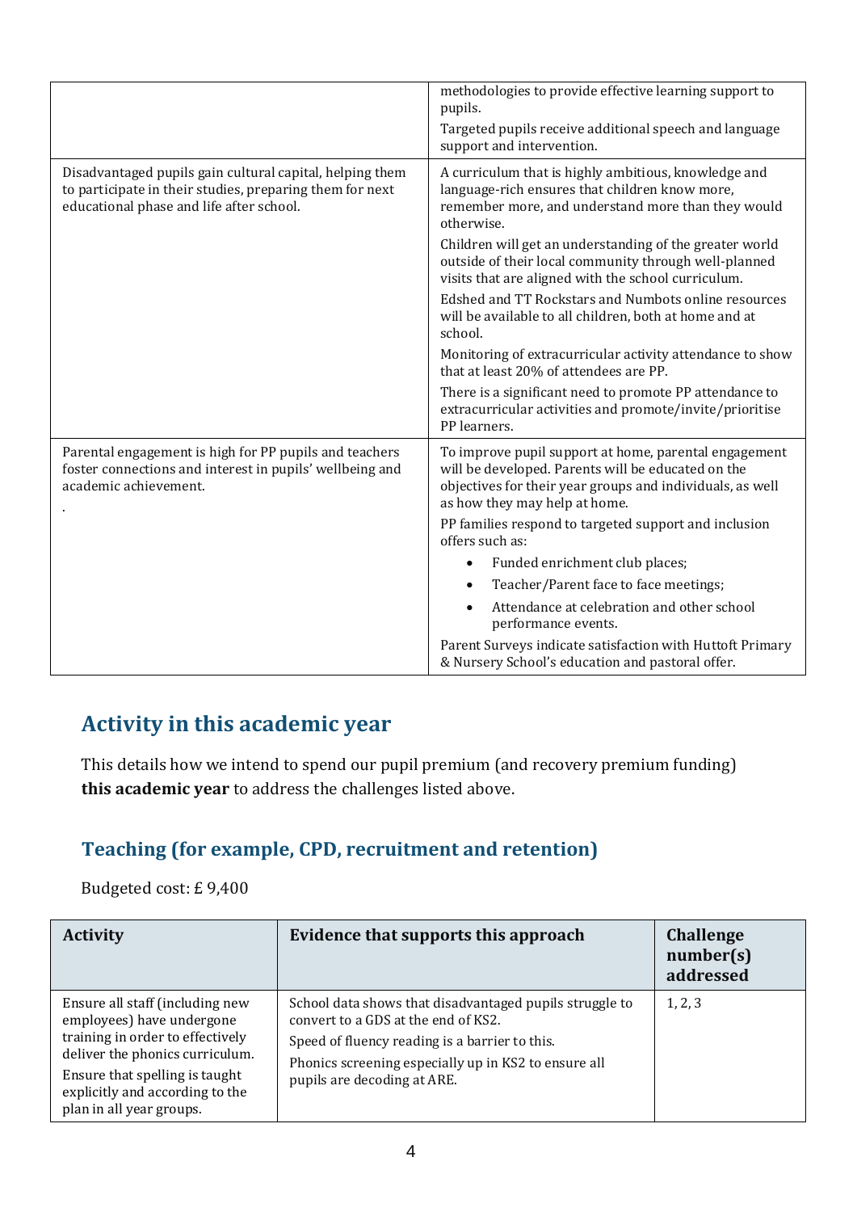| | |
|---|---|
| | methodologies to provide effective learning support to pupils.<br>Targeted pupils receive additional speech and language support and intervention. |
| Disadvantaged pupils gain cultural capital, helping them to participate in their studies, preparing them for next educational phase and life after school. | A curriculum that is highly ambitious, knowledge and language-rich ensures that children know more, remember more, and understand more than they would otherwise.<br>Children will get an understanding of the greater world outside of their local community through well-planned visits that are aligned with the school curriculum.<br>Edshed and TT Rockstars and Numbots online resources will be available to all children, both at home and at school.<br>Monitoring of extracurricular activity attendance to show that at least 20% of attendees are PP.<br>There is a significant need to promote PP attendance to extracurricular activities and promote/invite/prioritise PP learners. |
| Parental engagement is high for PP pupils and teachers foster connections and interest in pupils' wellbeing and academic achievement.<br>. | To improve pupil support at home, parental engagement will be developed. Parents will be educated on the objectives for their year groups and individuals, as well as how they may help at home.<br>PP families respond to targeted support and inclusion offers such as:<br>• Funded enrichment club places;<br>• Teacher/Parent face to face meetings;<br>• Attendance at celebration and other school performance events.<br>Parent Surveys indicate satisfaction with Huttoft Primary & Nursery School's education and pastoral offer. |

## Activity in this academic year

This details how we intend to spend our pupil premium (and recovery premium funding) **this academic year** to address the challenges listed above.

### Teaching (for example, CPD, recruitment and retention)

Budgeted cost: £ 9,400

| Activity | Evidence that supports this approach | Challenge number(s) addressed |
|---|---|---|
| Ensure all staff (including new employees) have undergone training in order to effectively deliver the phonics curriculum.<br>Ensure that spelling is taught explicitly and according to the plan in all year groups. | School data shows that disadvantaged pupils struggle to convert to a GDS at the end of KS2.<br>Speed of fluency reading is a barrier to this.<br>Phonics screening especially up in KS2 to ensure all pupils are decoding at ARE. | 1, 2, 3 |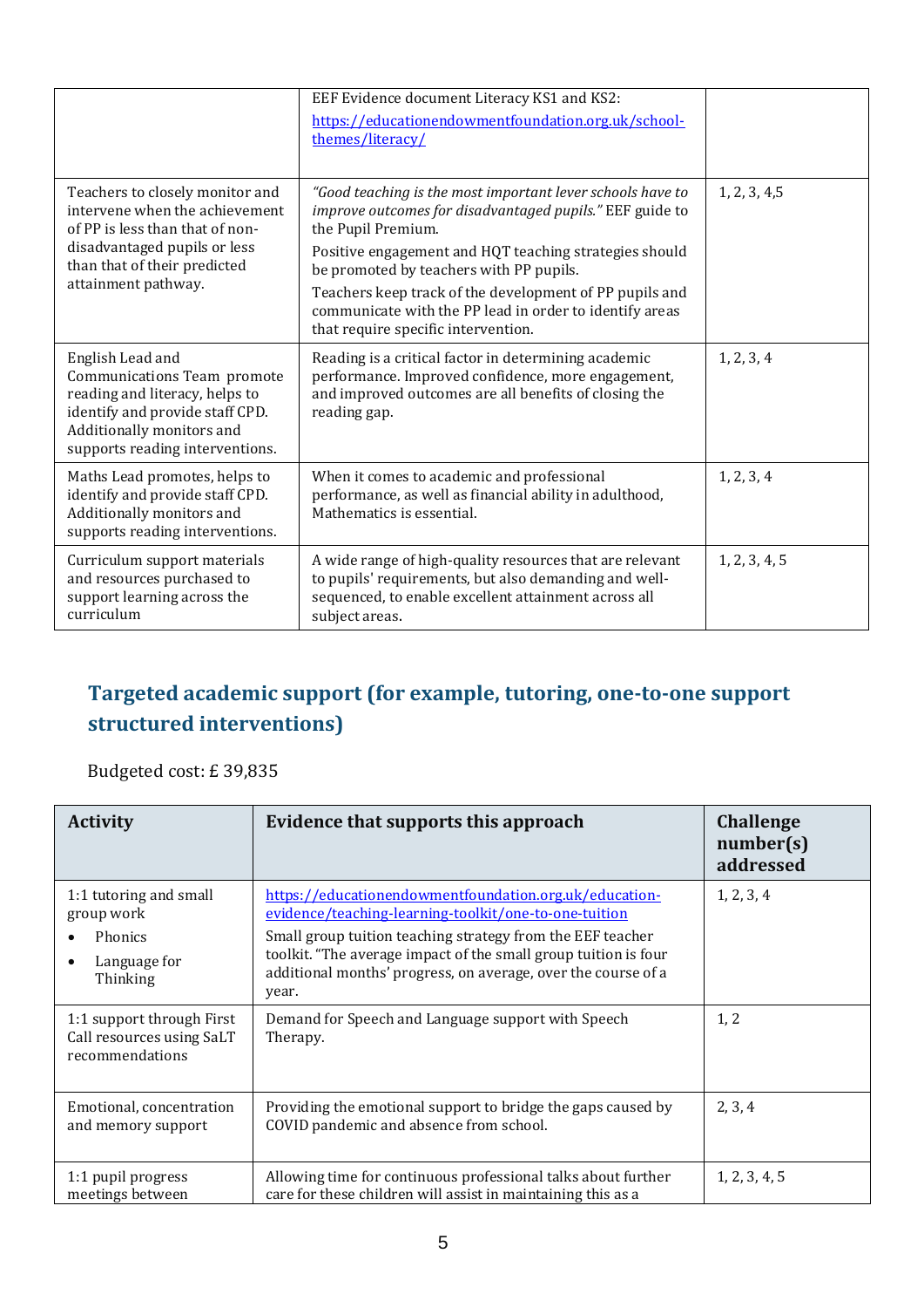| | | |
|---|---|---|
| | EEF Evidence document Literacy KS1 and KS2: [https://educationendowmentfoundation.org.uk/school-themes/literacy/](https://educationendowmentfoundation.org.uk/school-themes/literacy/) | |
| Teachers to closely monitor and intervene when the achievement of PP is less than that of non-disadvantaged pupils or less than that of their predicted attainment pathway. | *"Good teaching is the most important lever schools have to improve outcomes for disadvantaged pupils."* EEF guide to the Pupil Premium.<br>Positive engagement and HQT teaching strategies should be promoted by teachers with PP pupils.<br>Teachers keep track of the development of PP pupils and communicate with the PP lead in order to identify areas that require specific intervention. | 1, 2, 3, 4,5 |
| English Lead and Communications Team promote reading and literacy, helps to identify and provide staff CPD. Additionally monitors and supports reading interventions. | Reading is a critical factor in determining academic performance. Improved confidence, more engagement, and improved outcomes are all benefits of closing the reading gap. | 1, 2, 3, 4 |
| Maths Lead promotes, helps to identify and provide staff CPD. Additionally monitors and supports reading interventions. | When it comes to academic and professional performance, as well as financial ability in adulthood, Mathematics is essential. | 1, 2, 3, 4 |
| Curriculum support materials and resources purchased to support learning across the curriculum | A wide range of high-quality resources that are relevant to pupils' requirements, but also demanding and well-sequenced, to enable excellent attainment across all subject areas. | 1, 2, 3, 4, 5 |

## Targeted academic support (for example, tutoring, one-to-one support structured interventions)

Budgeted cost: £ 39,835

| Activity | Evidence that supports this approach | Challenge number(s) addressed |
|---|---|---|
| 1:1 tutoring and small group work<br>• Phonics<br>• Language for Thinking | [https://educationendowmentfoundation.org.uk/education-evidence/teaching-learning-toolkit/one-to-one-tuition](https://educationendowmentfoundation.org.uk/education-evidence/teaching-learning-toolkit/one-to-one-tuition)<br>Small group tuition teaching strategy from the EEF teacher toolkit. "The average impact of the small group tuition is four additional months' progress, on average, over the course of a year. | 1, 2, 3, 4 |
| 1:1 support through First Call resources using SaLT recommendations | Demand for Speech and Language support with Speech Therapy. | 1, 2 |
| Emotional, concentration and memory support | Providing the emotional support to bridge the gaps caused by COVID pandemic and absence from school. | 2, 3, 4 |
| 1:1 pupil progress meetings between | Allowing time for continuous professional talks about further care for these children will assist in maintaining this as a | 1, 2, 3, 4, 5 |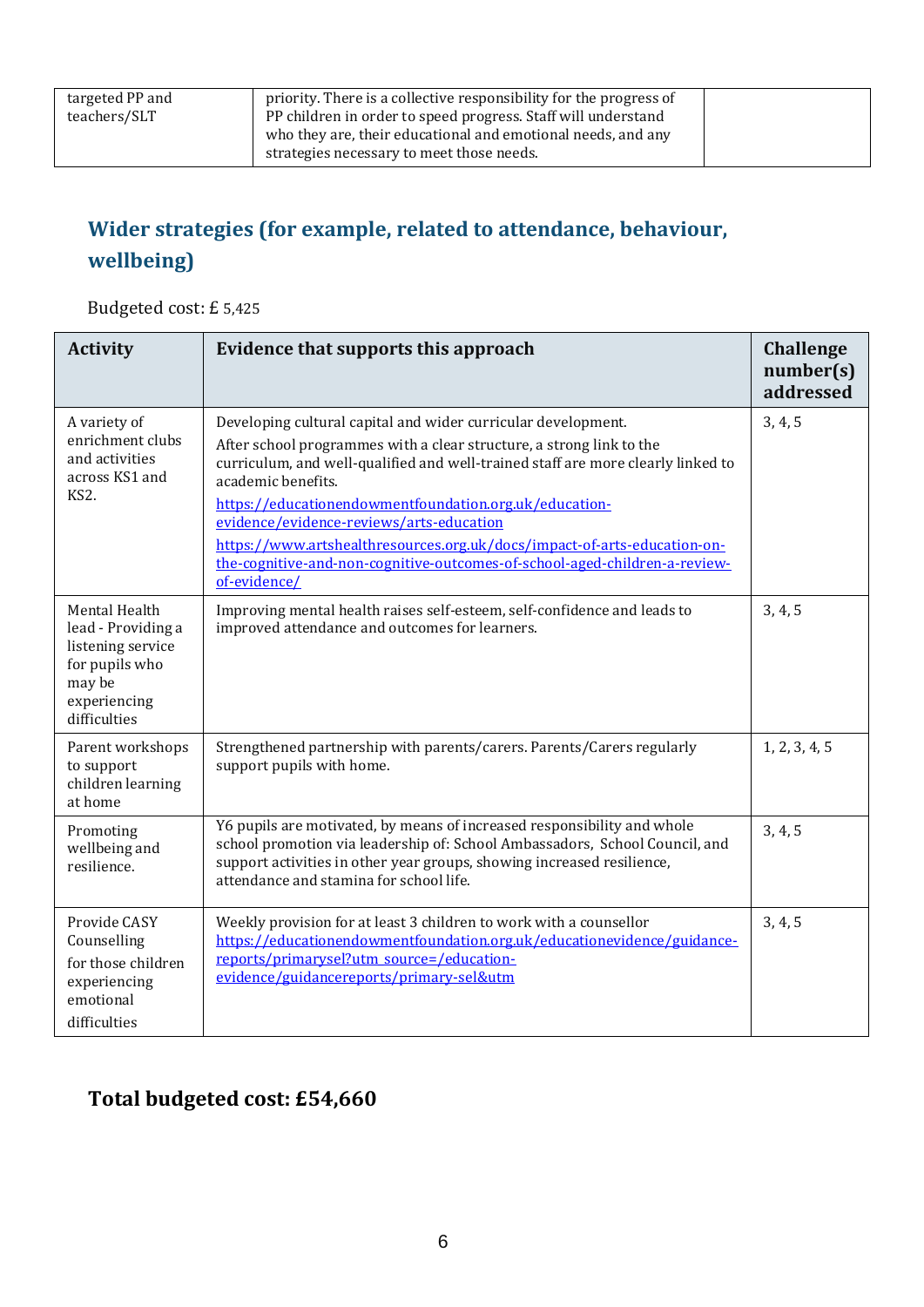| | | |
|---|---|---|
| targeted PP and teachers/SLT | priority. There is a collective responsibility for the progress of PP children in order to speed progress. Staff will understand who they are, their educational and emotional needs, and any strategies necessary to meet those needs. | |

## Wider strategies (for example, related to attendance, behaviour, wellbeing)

Budgeted cost: £ 5,425

| Activity | Evidence that supports this approach | Challenge number(s) addressed |
|---|---|---|
| A variety of enrichment clubs and activities across KS1 and KS2. | Developing cultural capital and wider curricular development.<br>After school programmes with a clear structure, a strong link to the curriculum, and well-qualified and well-trained staff are more clearly linked to academic benefits.<br>https://educationendowmentfoundation.org.uk/education-evidence/evidence-reviews/arts-education<br>https://www.artshealthresources.org.uk/docs/impact-of-arts-education-on-the-cognitive-and-non-cognitive-outcomes-of-school-aged-children-a-review-of-evidence/ | 3, 4, 5 |
| Mental Health lead - Providing a listening service for pupils who may be experiencing difficulties | Improving mental health raises self-esteem, self-confidence and leads to improved attendance and outcomes for learners. | 3, 4, 5 |
| Parent workshops to support children learning at home | Strengthened partnership with parents/carers. Parents/Carers regularly support pupils with home. | 1, 2, 3, 4, 5 |
| Promoting wellbeing and resilience. | Y6 pupils are motivated, by means of increased responsibility and whole school promotion via leadership of: School Ambassadors, School Council, and support activities in other year groups, showing increased resilience, attendance and stamina for school life. | 3, 4, 5 |
| Provide CASY Counselling for those children experiencing emotional difficulties | Weekly provision for at least 3 children to work with a counsellor<br>https://educationendowmentfoundation.org.uk/educationevidence/guidance-reports/primarysel?utm_source=/education-evidence/guidancereports/primary-sel&utm | 3, 4, 5 |

**Total budgeted cost: £54,660**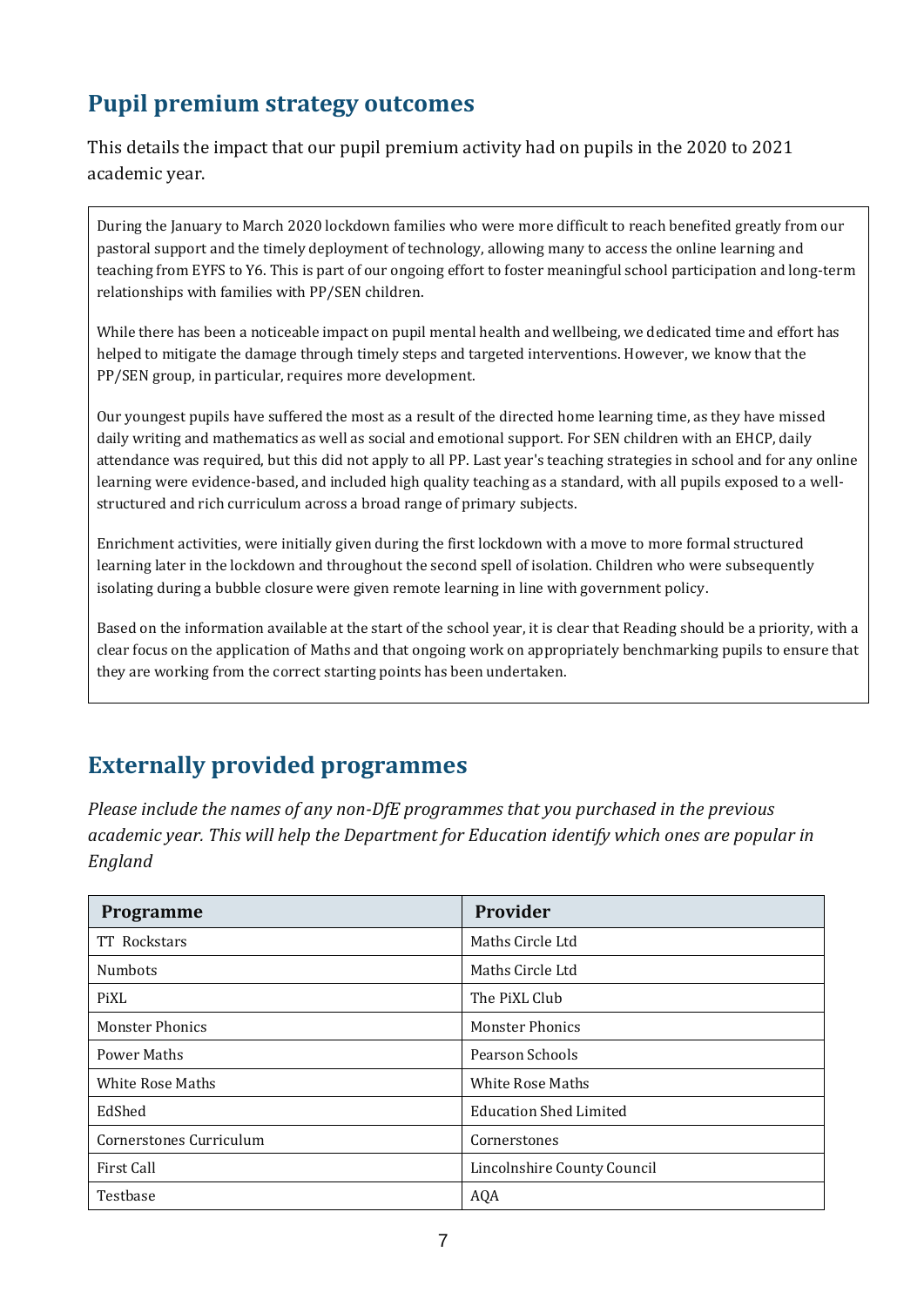## Pupil premium strategy outcomes

This details the impact that our pupil premium activity had on pupils in the 2020 to 2021 academic year.

During the January to March 2020 lockdown families who were more difficult to reach benefited greatly from our pastoral support and the timely deployment of technology, allowing many to access the online learning and teaching from EYFS to Y6. This is part of our ongoing effort to foster meaningful school participation and long-term relationships with families with PP/SEN children.

While there has been a noticeable impact on pupil mental health and wellbeing, we dedicated time and effort has helped to mitigate the damage through timely steps and targeted interventions. However, we know that the PP/SEN group, in particular, requires more development.

Our youngest pupils have suffered the most as a result of the directed home learning time, as they have missed daily writing and mathematics as well as social and emotional support. For SEN children with an EHCP, daily attendance was required, but this did not apply to all PP. Last year's teaching strategies in school and for any online learning were evidence-based, and included high quality teaching as a standard, with all pupils exposed to a well-structured and rich curriculum across a broad range of primary subjects.

Enrichment activities, were initially given during the first lockdown with a move to more formal structured learning later in the lockdown and throughout the second spell of isolation. Children who were subsequently isolating during a bubble closure were given remote learning in line with government policy.

Based on the information available at the start of the school year, it is clear that Reading should be a priority, with a clear focus on the application of Maths and that ongoing work on appropriately benchmarking pupils to ensure that they are working from the correct starting points has been undertaken.

## Externally provided programmes

*Please include the names of any non-DfE programmes that you purchased in the previous academic year. This will help the Department for Education identify which ones are popular in England*

| Programme | Provider |
|---|---|
| TT Rockstars | Maths Circle Ltd |
| Numbots | Maths Circle Ltd |
| PiXL | The PiXL Club |
| Monster Phonics | Monster Phonics |
| Power Maths | Pearson Schools |
| White Rose Maths | White Rose Maths |
| EdShed | Education Shed Limited |
| Cornerstones Curriculum | Cornerstones |
| First Call | Lincolnshire County Council |
| Testbase | AQA |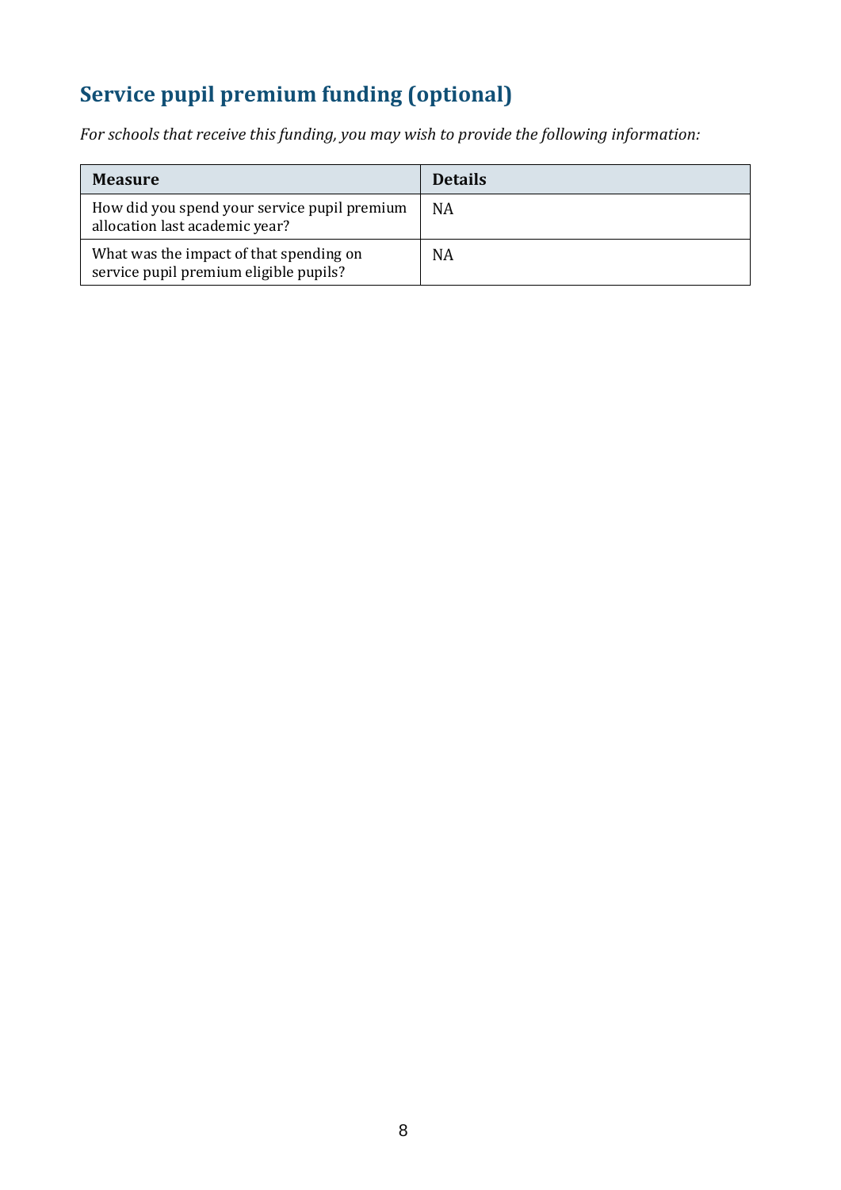## Service pupil premium funding (optional)

*For schools that receive this funding, you may wish to provide the following information:*

| Measure | Details |
| --- | --- |
| How did you spend your service pupil premium allocation last academic year? | NA |
| What was the impact of that spending on service pupil premium eligible pupils? | NA |